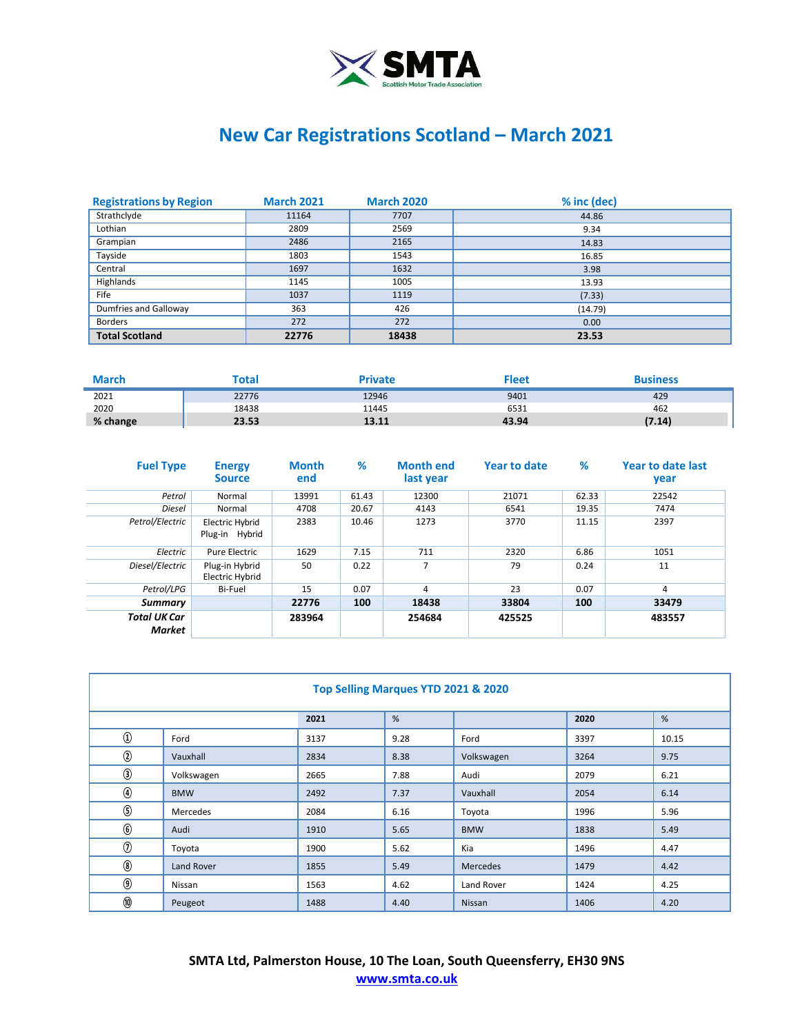SMTA

Scottish Motor Trade Association

# New Car Registrations Scotland – March 2021

| Registrations by Region | March 2021 | March 2020 | % inc (dec) |
|---|---|---|---|
| Strathclyde | 11164 | 7707 | 44.86 |
| Lothian | 2809 | 2569 | 9.34 |
| Grampian | 2486 | 2165 | 14.83 |
| Tayside | 1803 | 1543 | 16.85 |
| Central | 1697 | 1632 | 3.98 |
| Highlands | 1145 | 1005 | 13.93 |
| Fife | 1037 | 1119 | (7.33) |
| Dumfries and Galloway | 363 | 426 | (14.79) |
| Borders | 272 | 272 | 0.00 |
| **Total Scotland** | **22776** | **18438** | **23.53** |

| March | Total | Private | Fleet | Business |
|---|---|---|---|---|
| 2021 | 22776 | 12946 | 9401 | 429 |
| 2020 | 18438 | 11445 | 6531 | 462 |
| **% change** | **23.53** | **13.11** | **43.94** | **(7.14)** |

| Fuel Type | Energy Source | Month end | % | Month end last year | Year to date | % | Year to date last year |
|---|---|---|---|---|---|---|---|
| *Petrol* | Normal | 13991 | 61.43 | 12300 | 21071 | 62.33 | 22542 |
| *Diesel* | Normal | 4708 | 20.67 | 4143 | 6541 | 19.35 | 7474 |
| *Petrol/Electric* | Electric Hybrid Plug-in Hybrid | 2383 | 10.46 | 1273 | 3770 | 11.15 | 2397 |
| *Electric* | Pure Electric | 1629 | 7.15 | 711 | 2320 | 6.86 | 1051 |
| *Diesel/Electric* | Plug-in Hybrid Electric Hybrid | 50 | 0.22 | 7 | 79 | 0.24 | 11 |
| *Petrol/LPG* | Bi-Fuel | 15 | 0.07 | 4 | 23 | 0.07 | 4 |
| ***Summary*** | | **22776** | **100** | **18438** | **33804** | **100** | **33479** |
| ***Total UK Car Market*** | | **283964** | | **254684** | **425525** | | **483557** |

| Top Selling Marques YTD 2021 & 2020 | | | | | | |
|---|---|---|---|---|---|---|
| | | **2021** | % | | **2020** | % |
| ① | Ford | 3137 | 9.28 | Ford | 3397 | 10.15 |
| ② | Vauxhall | 2834 | 8.38 | Volkswagen | 3264 | 9.75 |
| ③ | Volkswagen | 2665 | 7.88 | Audi | 2079 | 6.21 |
| ④ | BMW | 2492 | 7.37 | Vauxhall | 2054 | 6.14 |
| ⑤ | Mercedes | 2084 | 6.16 | Toyota | 1996 | 5.96 |
| ⑥ | Audi | 1910 | 5.65 | BMW | 1838 | 5.49 |
| ⑦ | Toyota | 1900 | 5.62 | Kia | 1496 | 4.47 |
| ⑧ | Land Rover | 1855 | 5.49 | Mercedes | 1479 | 4.42 |
| ⑨ | Nissan | 1563 | 4.62 | Land Rover | 1424 | 4.25 |
| ⑩ | Peugeot | 1488 | 4.40 | Nissan | 1406 | 4.20 |

**SMTA Ltd, Palmerston House, 10 The Loan, South Queensferry, EH30 9NS**

**www.smta.co.uk**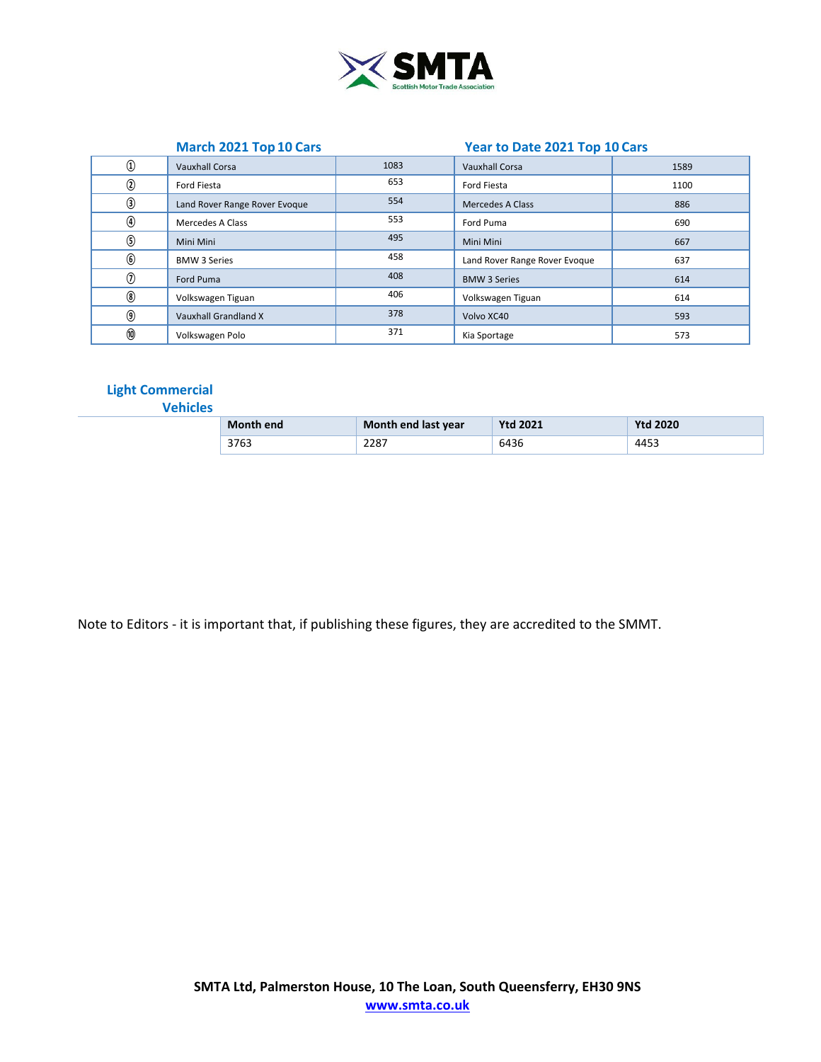| | March 2021 Top 10 Cars | | Year to Date 2021 Top 10 Cars | |
|---|---|---|---|---|
| ① | Vauxhall Corsa | 1083 | Vauxhall Corsa | 1589 |
| ② | Ford Fiesta | 653 | Ford Fiesta | 1100 |
| ③ | Land Rover Range Rover Evoque | 554 | Mercedes A Class | 886 |
| ④ | Mercedes A Class | 553 | Ford Puma | 690 |
| ⑤ | Mini Mini | 495 | Mini Mini | 667 |
| ⑥ | BMW 3 Series | 458 | Land Rover Range Rover Evoque | 637 |
| ⑦ | Ford Puma | 408 | BMW 3 Series | 614 |
| ⑧ | Volkswagen Tiguan | 406 | Volkswagen Tiguan | 614 |
| ⑨ | Vauxhall Grandland X | 378 | Volvo XC40 | 593 |
| ⑩ | Volkswagen Polo | 371 | Kia Sportage | 573 |

## Light Commercial Vehicles

| Month end | Month end last year | Ytd 2021 | Ytd 2020 |
|---|---|---|---|
| 3763 | 2287 | 6436 | 4453 |

Note to Editors - it is important that, if publishing these figures, they are accredited to the SMMT.

**SMTA Ltd, Palmerston House, 10 The Loan, South Queensferry, EH30 9NS**
**www.smta.co.uk**